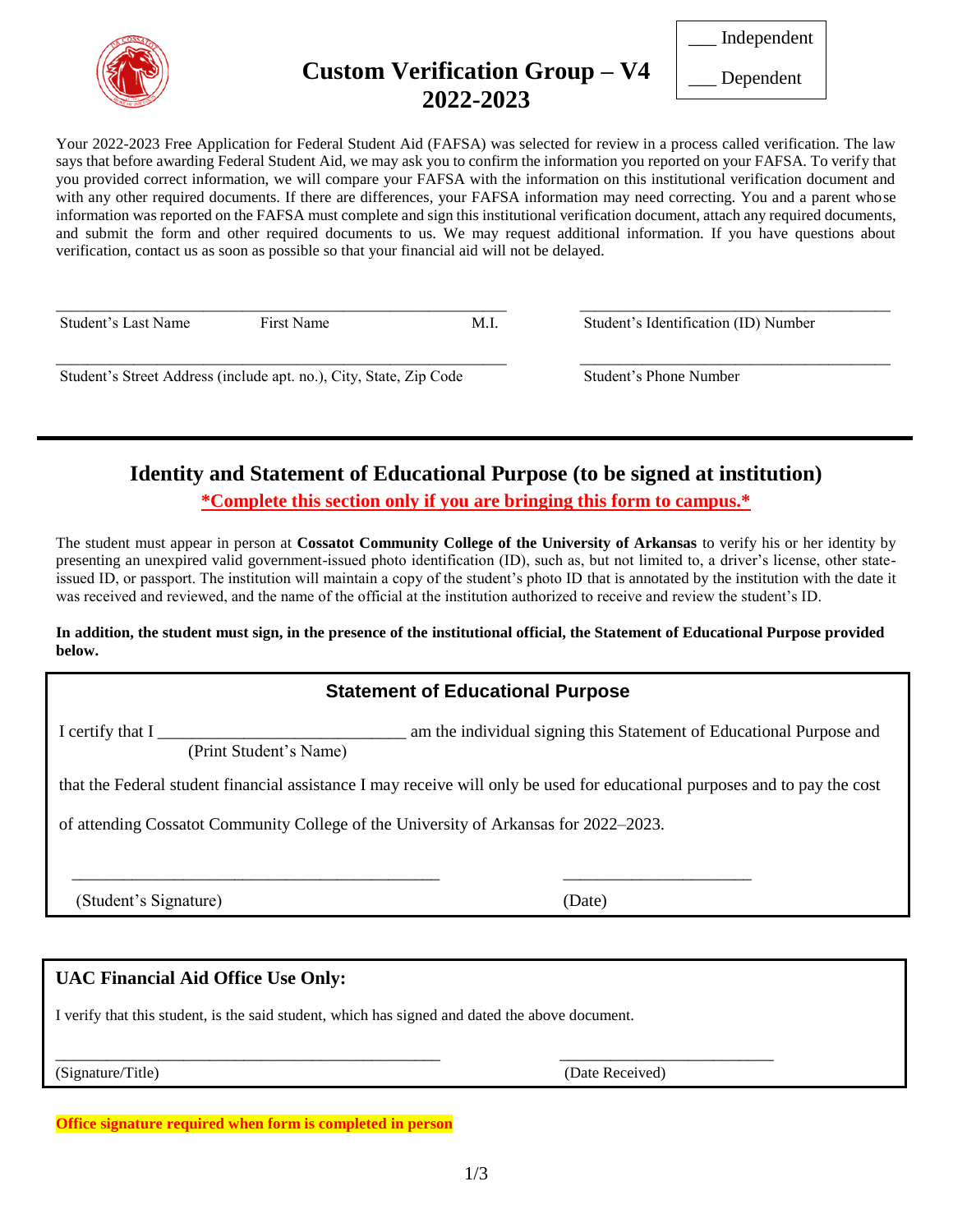# Custom Verification Group – V4
# 2022-2023

___ Independent

___ Dependent

Your 2022-2023 Free Application for Federal Student Aid (FAFSA) was selected for review in a process called verification. The law says that before awarding Federal Student Aid, we may ask you to confirm the information you reported on your FAFSA. To verify that you provided correct information, we will compare your FAFSA with the information on this institutional verification document and with any other required documents. If there are differences, your FAFSA information may need correcting. You and a parent whose information was reported on the FAFSA must complete and sign this institutional verification document, attach any required documents, and submit the form and other required documents to us. We may request additional information. If you have questions about verification, contact us as soon as possible so that your financial aid will not be delayed.

______________________________________________________ ______________________________________

Student's Last Name First Name M.I. Student's Identification (ID) Number

______________________________________________________ ______________________________________

Student's Street Address (include apt. no.), City, State, Zip Code Student's Phone Number

---

## Identity and Statement of Educational Purpose (to be signed at institution)

**\*Complete this section only if you are bringing this form to campus.\***

The student must appear in person at **Cossatot Community College of the University of Arkansas** to verify his or her identity by presenting an unexpired valid government-issued photo identification (ID), such as, but not limited to, a driver's license, other state-issued ID, or passport. The institution will maintain a copy of the student's photo ID that is annotated by the institution with the date it was received and reviewed, and the name of the official at the institution authorized to receive and review the student's ID.

**In addition, the student must sign, in the presence of the institutional official, the Statement of Educational Purpose provided below.**

### Statement of Educational Purpose

I certify that I _____________________________ am the individual signing this Statement of Educational Purpose and
(Print Student's Name)

that the Federal student financial assistance I may receive will only be used for educational purposes and to pay the cost of attending Cossatot Community College of the University of Arkansas for 2022–2023.

___________________________________________ ______________________

(Student's Signature) (Date)

### UAC Financial Aid Office Use Only:

I verify that this student, is the said student, which has signed and dated the above document.

_______________________________________________ __________________________

(Signature/Title) (Date Received)

**Office signature required when form is completed in person**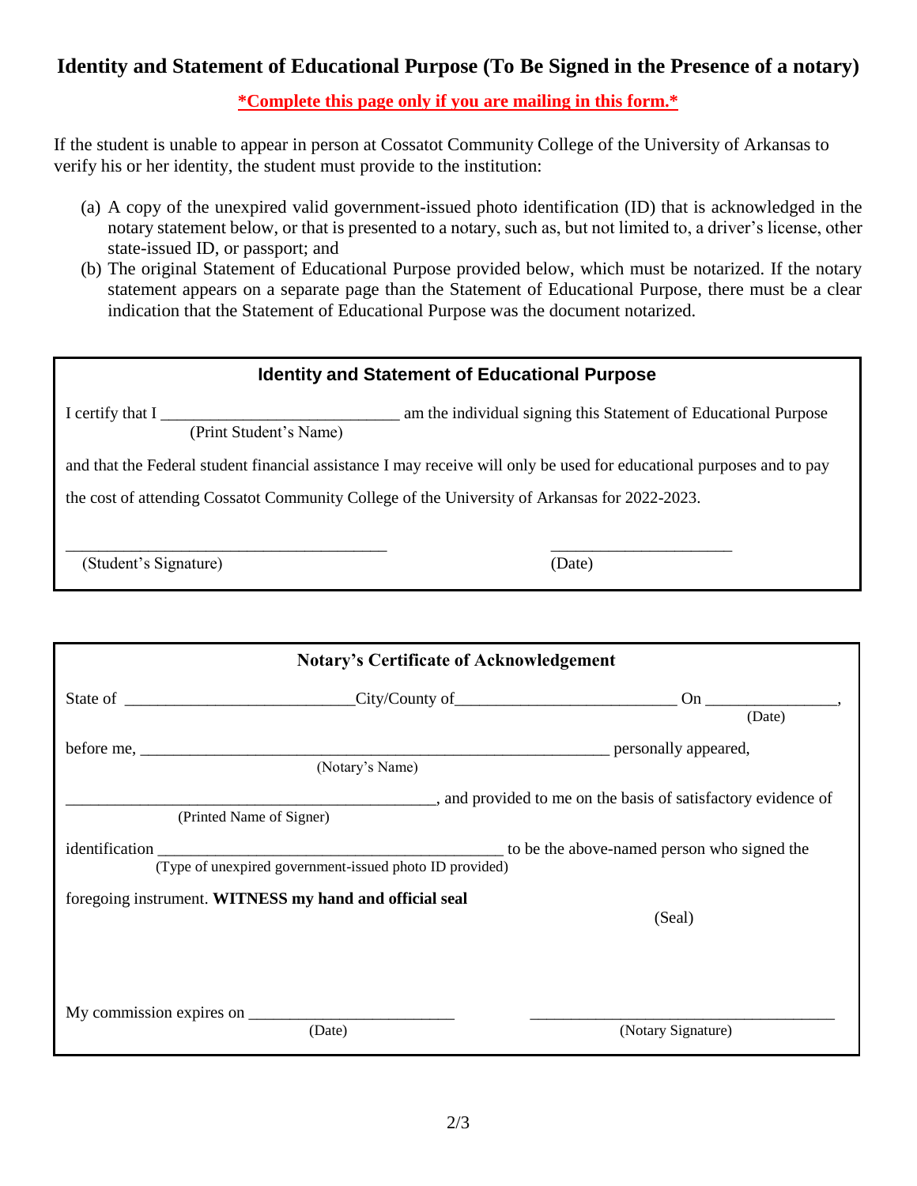# Identity and Statement of Educational Purpose (To Be Signed in the Presence of a notary)

**\*Complete this page only if you are mailing in this form.\***

If the student is unable to appear in person at Cossatot Community College of the University of Arkansas to verify his or her identity, the student must provide to the institution:

(a) A copy of the unexpired valid government-issued photo identification (ID) that is acknowledged in the notary statement below, or that is presented to a notary, such as, but not limited to, a driver's license, other state-issued ID, or passport; and

(b) The original Statement of Educational Purpose provided below, which must be notarized. If the notary statement appears on a separate page than the Statement of Educational Purpose, there must be a clear indication that the Statement of Educational Purpose was the document notarized.

## Identity and Statement of Educational Purpose

I certify that I ____________________________ am the individual signing this Statement of Educational Purpose
(Print Student's Name)

and that the Federal student financial assistance I may receive will only be used for educational purposes and to pay the cost of attending Cossatot Community College of the University of Arkansas for 2022-2023.

______________________________________ (Student's Signature)

_____________________ (Date)

## Notary's Certificate of Acknowledgement

State of ___________________________ City/County of __________________________ On ________________, (Date)

before me, ____________________________________________________________ personally appeared,
(Notary's Name)

_____________________________________________, and provided to me on the basis of satisfactory evidence of
(Printed Name of Signer)

identification __________________________________________ to be the above-named person who signed the
(Type of unexpired government-issued photo ID provided)

foregoing instrument. **WITNESS my hand and official seal**

(Seal)

My commission expires on _________________________ (Date)

_____________________________________ (Notary Signature)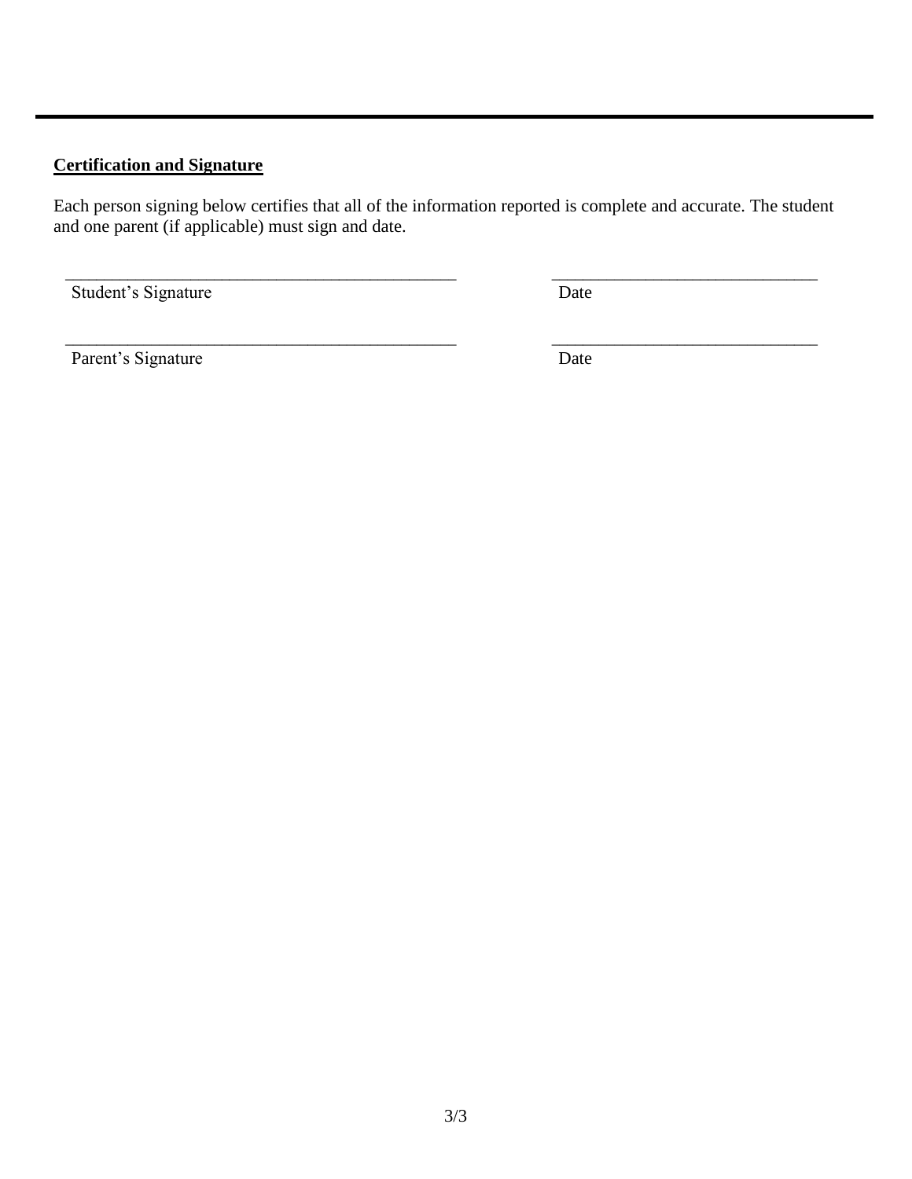**Certification and Signature**

Each person signing below certifies that all of the information reported is complete and accurate. The student and one parent (if applicable) must sign and date.

_______________________________________________ _______________________________

Student's Signature Date

_______________________________________________ _______________________________

Parent's Signature Date